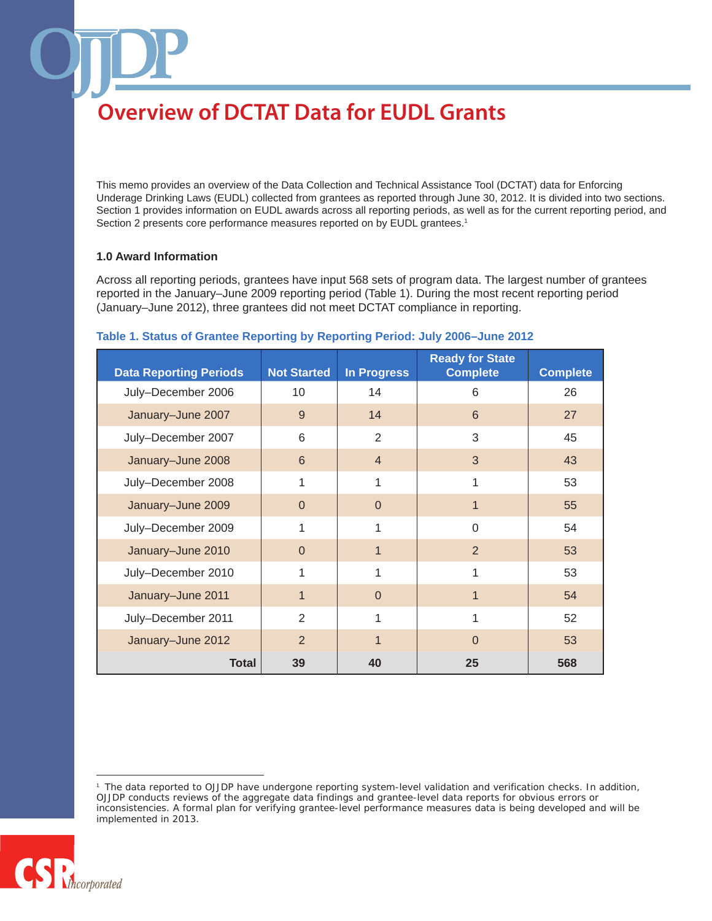# Overview of DCTAT Data for EUDL Grants

This memo provides an overview of the Data Collection and Technical Assistance Tool (DCTAT) data for Enforcing Underage Drinking Laws (EUDL) collected from grantees as reported through June 30, 2012. It is divided into two sections. Section 1 provides information on EUDL awards across all reporting periods, as well as for the current reporting period, and Section 2 presents core performance measures reported on by EUDL grantees.[1]

### 1.0 Award Information

Across all reporting periods, grantees have input 568 sets of program data. The largest number of grantees reported in the January–June 2009 reporting period (Table 1). During the most recent reporting period (January–June 2012), three grantees did not meet DCTAT compliance in reporting.

**Table 1. Status of Grantee Reporting by Reporting Period: July 2006–June 2012**

| Data Reporting Periods | Not Started | In Progress | Ready for State Complete | Complete |
|---|---|---|---|---|
| July–December 2006 | 10 | 14 | 6 | 26 |
| January–June 2007 | 9 | 14 | 6 | 27 |
| July–December 2007 | 6 | 2 | 3 | 45 |
| January–June 2008 | 6 | 4 | 3 | 43 |
| July–December 2008 | 1 | 1 | 1 | 53 |
| January–June 2009 | 0 | 0 | 1 | 55 |
| July–December 2009 | 1 | 1 | 0 | 54 |
| January–June 2010 | 0 | 1 | 2 | 53 |
| July–December 2010 | 1 | 1 | 1 | 53 |
| January–June 2011 | 1 | 0 | 1 | 54 |
| July–December 2011 | 2 | 1 | 1 | 52 |
| January–June 2012 | 2 | 1 | 0 | 53 |
| **Total** | **39** | **40** | **25** | **568** |

[1] The data reported to OJJDP have undergone reporting system-level validation and verification checks. In addition, OJJDP conducts reviews of the aggregate data findings and grantee-level data reports for obvious errors or inconsistencies. A formal plan for verifying grantee-level performance measures data is being developed and will be implemented in 2013.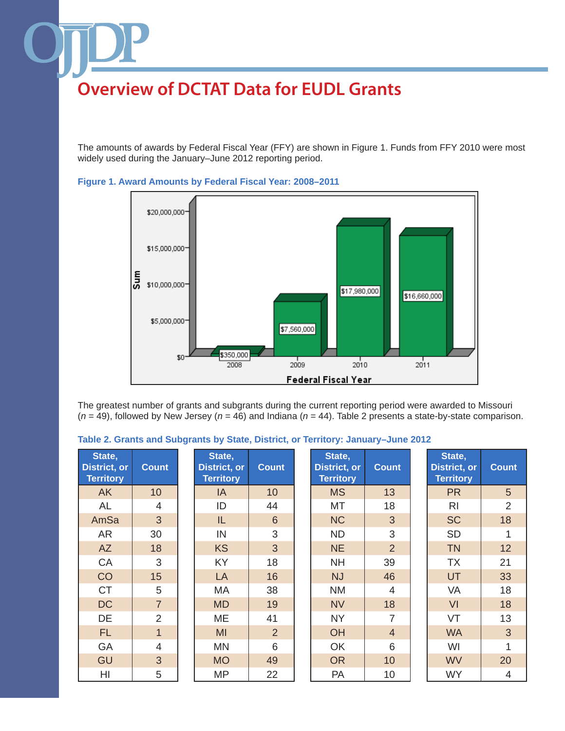# Overview of DCTAT Data for EUDL Grants

The amounts of awards by Federal Fiscal Year (FFY) are shown in Figure 1. Funds from FFY 2010 were most widely used during the January–June 2012 reporting period.

**Figure 1. Award Amounts by Federal Fiscal Year: 2008–2011**

| Federal Fiscal Year | Sum |
|---|---|
| 2008 | $350,000 |
| 2009 | $7,560,000 |
| 2010 | $17,980,000 |
| 2011 | $16,660,000 |

The greatest number of grants and subgrants during the current reporting period were awarded to Missouri (*n* = 49), followed by New Jersey (*n* = 46) and Indiana (*n* = 44). Table 2 presents a state-by-state comparison.

**Table 2. Grants and Subgrants by State, District, or Territory: January–June 2012**

| State, District, or Territory | Count | State, District, or Territory | Count | State, District, or Territory | Count | State, District, or Territory | Count |
|---|---|---|---|---|---|---|---|
| AK | 10 | IA | 10 | MS | 13 | PR | 5 |
| AL | 4 | ID | 44 | MT | 18 | RI | 2 |
| AmSa | 3 | IL | 6 | NC | 3 | SC | 18 |
| AR | 30 | IN | 3 | ND | 3 | SD | 1 |
| AZ | 18 | KS | 3 | NE | 2 | TN | 12 |
| CA | 3 | KY | 18 | NH | 39 | TX | 21 |
| CO | 15 | LA | 16 | NJ | 46 | UT | 33 |
| CT | 5 | MA | 38 | NM | 4 | VA | 18 |
| DC | 7 | MD | 19 | NV | 18 | VI | 18 |
| DE | 2 | ME | 41 | NY | 7 | VT | 13 |
| FL | 1 | MI | 2 | OH | 4 | WA | 3 |
| GA | 4 | MN | 6 | OK | 6 | WI | 1 |
| GU | 3 | MO | 49 | OR | 10 | WV | 20 |
| HI | 5 | MP | 22 | PA | 10 | WY | 4 |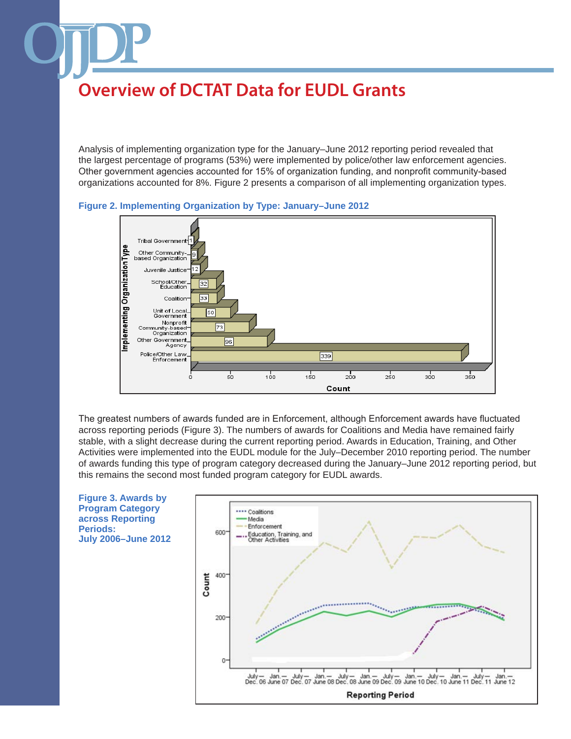# Overview of DCTAT Data for EUDL Grants

Analysis of implementing organization type for the January–June 2012 reporting period revealed that the largest percentage of programs (53%) were implemented by police/other law enforcement agencies. Other government agencies accounted for 15% of organization funding, and nonprofit community-based organizations accounted for 8%. Figure 2 presents a comparison of all implementing organization types.

**Figure 2. Implementing Organization by Type: January–June 2012**

| Implementing Organization Type | Count |
|---|---|
| Tribal Government | 1 |
| Other Community-based Organization | 9 |
| Juvenile Justice | 12 |
| School/Other Education | 32 |
| Coalition | 33 |
| Unit of Local Government | 50 |
| Nonprofit Community-based Organization | 73 |
| Other Government Agency | 96 |
| Police/Other Law Enforcement | 339 |

The greatest numbers of awards funded are in Enforcement, although Enforcement awards have fluctuated across reporting periods (Figure 3). The numbers of awards for Coalitions and Media have remained fairly stable, with a slight decrease during the current reporting period. Awards in Education, Training, and Other Activities were implemented into the EUDL module for the July–December 2010 reporting period. The number of awards funding this type of program category decreased during the January–June 2012 reporting period, but this remains the second most funded program category for EUDL awards.

**Figure 3. Awards by Program Category across Reporting Periods: July 2006–June 2012**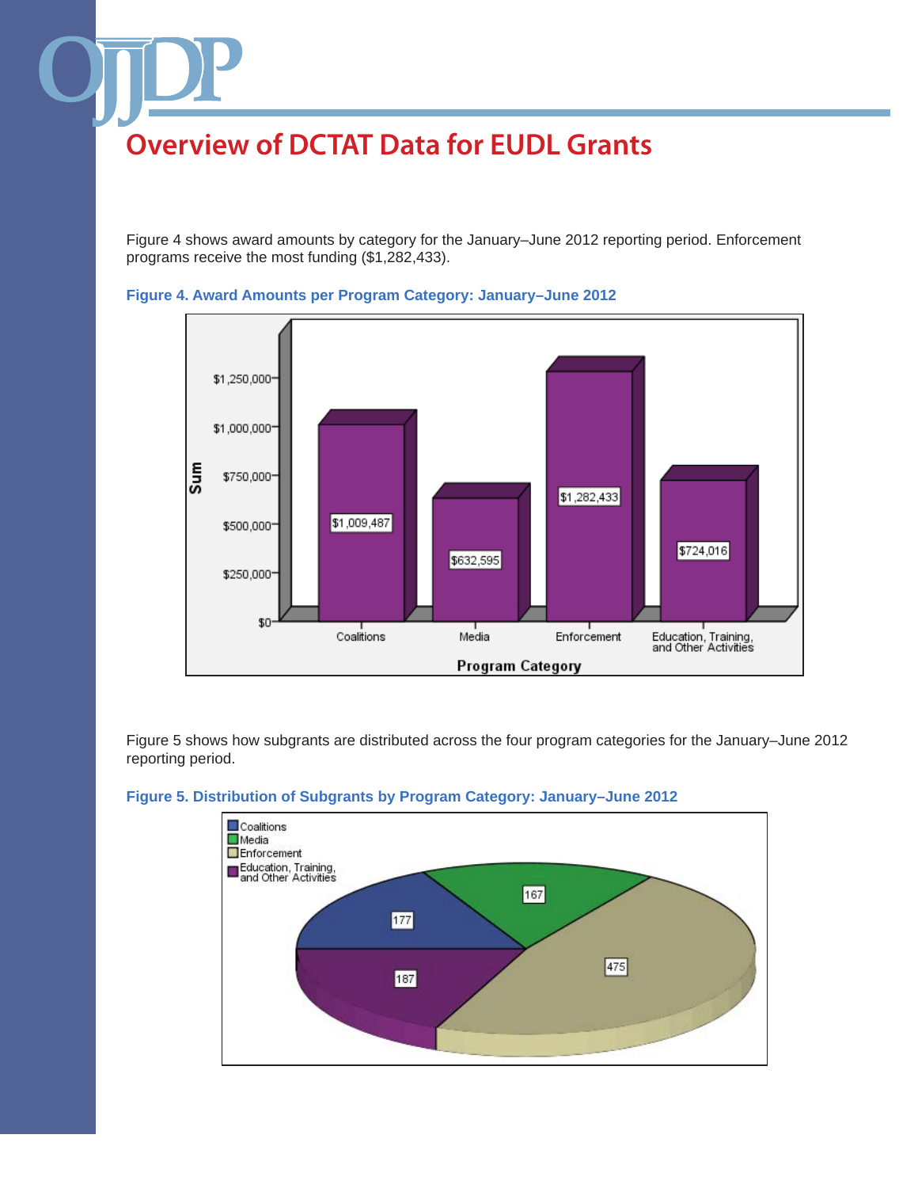# Overview of DCTAT Data for EUDL Grants

Figure 4 shows award amounts by category for the January–June 2012 reporting period. Enforcement programs receive the most funding ($1,282,433).

**Figure 4. Award Amounts per Program Category: January–June 2012**

| Program Category | Sum |
|---|---|
| Coalitions | $1,009,487 |
| Media | $632,595 |
| Enforcement | $1,282,433 |
| Education, Training, and Other Activities | $724,016 |

Figure 5 shows how subgrants are distributed across the four program categories for the January–June 2012 reporting period.

**Figure 5. Distribution of Subgrants by Program Category: January–June 2012**

| Program Category | Subgrants |
|---|---|
| Coalitions | 177 |
| Media | 167 |
| Enforcement | 475 |
| Education, Training, and Other Activities | 187 |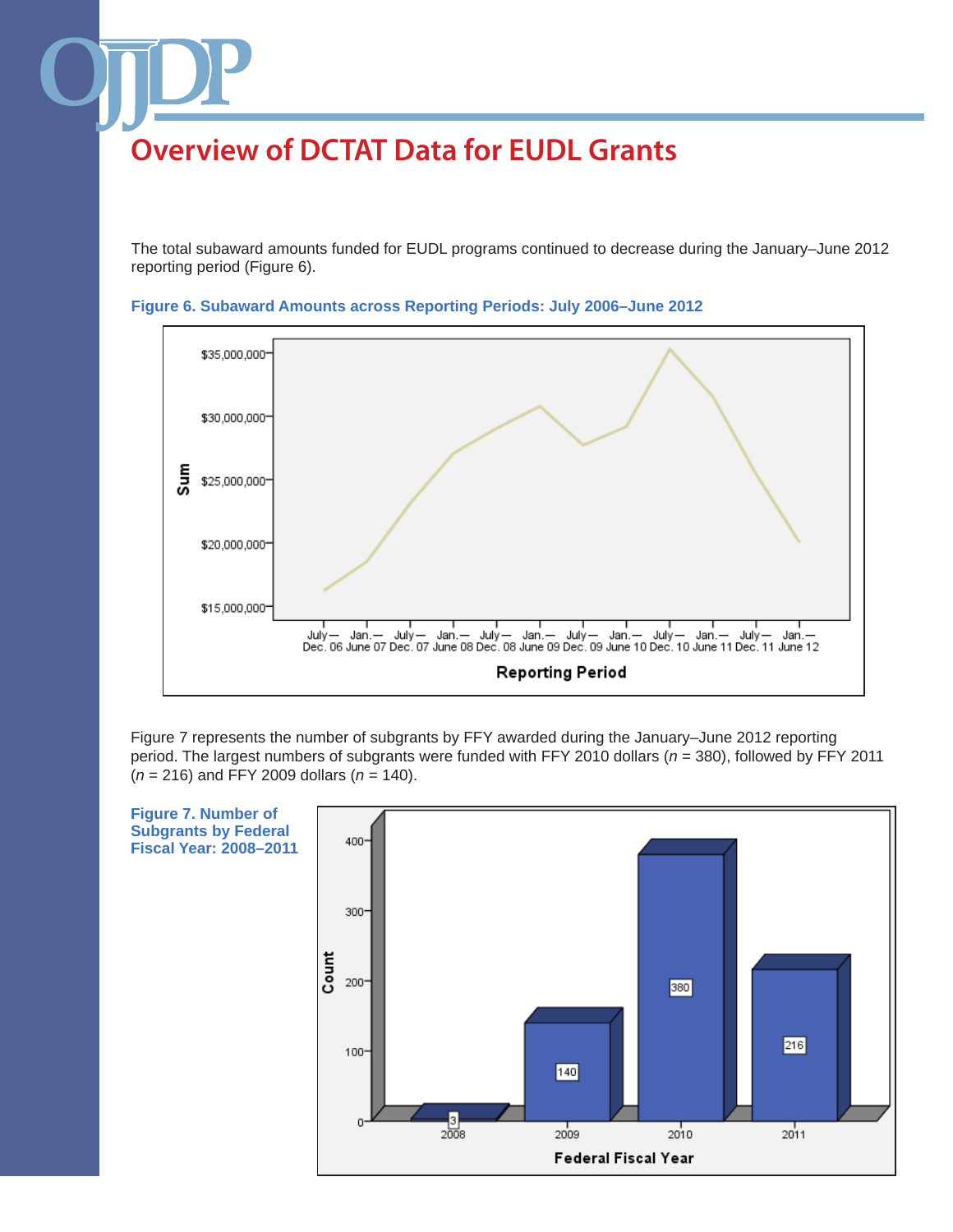# Overview of DCTAT Data for EUDL Grants

The total subaward amounts funded for EUDL programs continued to decrease during the January–June 2012 reporting period (Figure 6).

**Figure 6. Subaward Amounts across Reporting Periods: July 2006–June 2012**

Figure 7 represents the number of subgrants by FFY awarded during the January–June 2012 reporting period. The largest numbers of subgrants were funded with FFY 2010 dollars ($n$ = 380), followed by FFY 2011 ($n$ = 216) and FFY 2009 dollars ($n$ = 140).

**Figure 7. Number of Subgrants by Federal Fiscal Year: 2008–2011**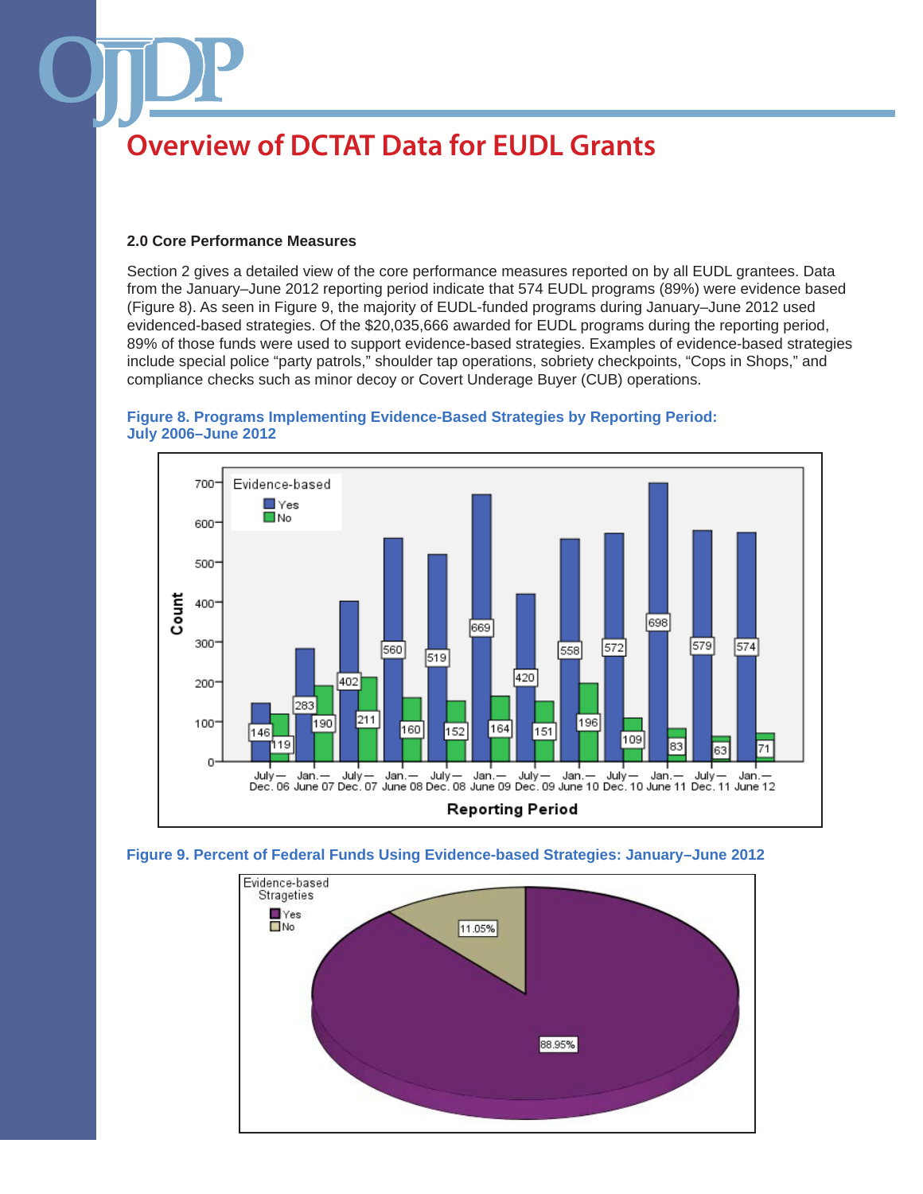# Overview of DCTAT Data for EUDL Grants

### 2.0 Core Performance Measures

Section 2 gives a detailed view of the core performance measures reported on by all EUDL grantees. Data from the January–June 2012 reporting period indicate that 574 EUDL programs (89%) were evidence based (Figure 8). As seen in Figure 9, the majority of EUDL-funded programs during January–June 2012 used evidenced-based strategies. Of the $20,035,666 awarded for EUDL programs during the reporting period, 89% of those funds were used to support evidence-based strategies. Examples of evidence-based strategies include special police “party patrols,” shoulder tap operations, sobriety checkpoints, “Cops in Shops,” and compliance checks such as minor decoy or Covert Underage Buyer (CUB) operations.

**Figure 8. Programs Implementing Evidence-Based Strategies by Reporting Period: July 2006–June 2012**

| Reporting Period | Evidence-based: Yes | Evidence-based: No |
|---|---|---|
| July—Dec. 06 | 146 | 119 |
| Jan.—June 07 | 283 | 190 |
| July—Dec. 07 | 402 | 211 |
| Jan.—June 08 | 560 | 160 |
| July—Dec. 08 | 519 | 152 |
| Jan.—June 09 | 669 | 164 |
| July—Dec. 09 | 420 | 151 |
| Jan.—June 10 | 558 | 196 |
| July—Dec. 10 | 572 | 109 |
| Jan.—June 11 | 698 | 83 |
| July—Dec. 11 | 579 | 63 |
| Jan.—June 12 | 574 | 71 |

**Figure 9. Percent of Federal Funds Using Evidence-based Strategies: January–June 2012**

| Evidence-based Strageties | Percent |
|---|---|
| Yes | 88.95% |
| No | 11.05% |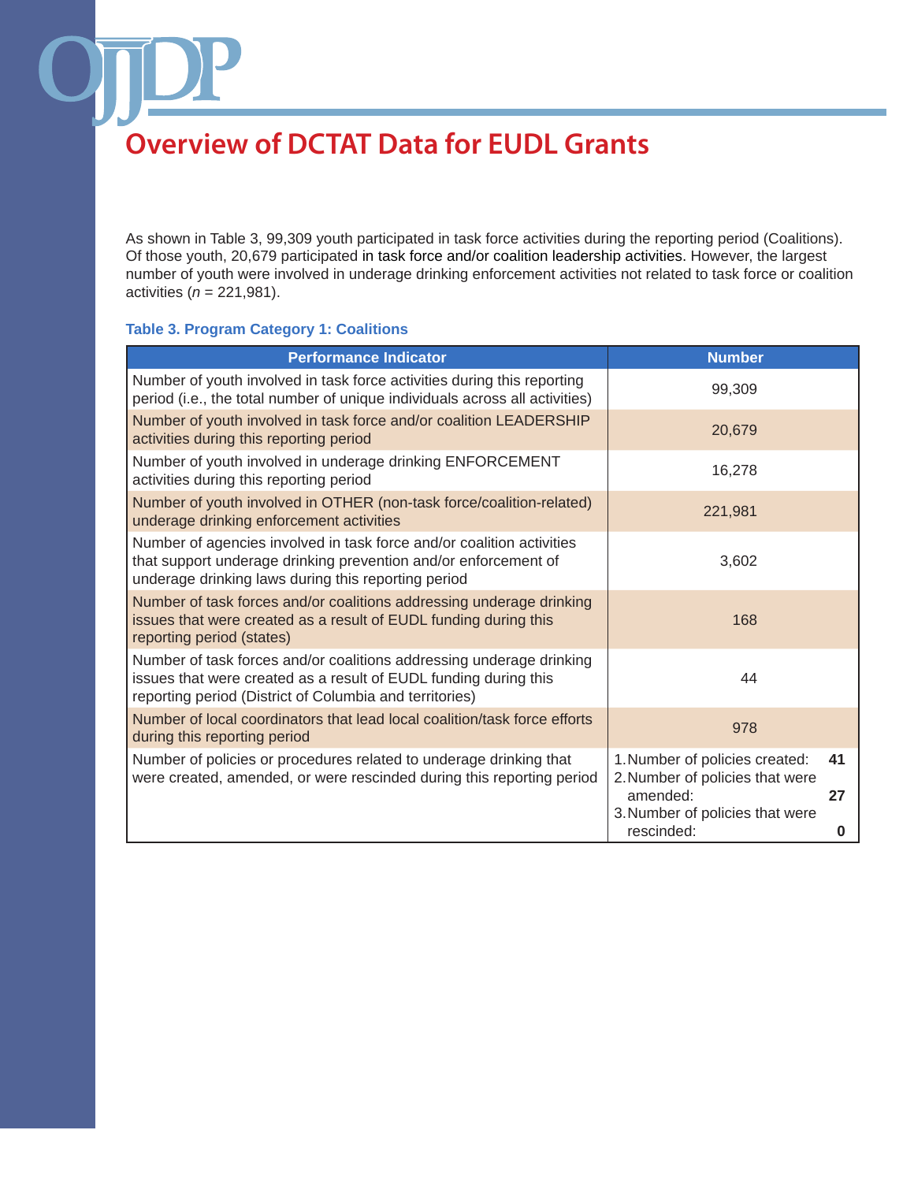# Overview of DCTAT Data for EUDL Grants

As shown in Table 3, 99,309 youth participated in task force activities during the reporting period (Coalitions). Of those youth, 20,679 participated in task force and/or coalition leadership activities. However, the largest number of youth were involved in underage drinking enforcement activities not related to task force or coalition activities (*n* = 221,981).

**Table 3. Program Category 1: Coalitions**

| Performance Indicator | Number |
| --- | --- |
| Number of youth involved in task force activities during this reporting period (i.e., the total number of unique individuals across all activities) | 99,309 |
| Number of youth involved in task force and/or coalition LEADERSHIP activities during this reporting period | 20,679 |
| Number of youth involved in underage drinking ENFORCEMENT activities during this reporting period | 16,278 |
| Number of youth involved in OTHER (non-task force/coalition-related) underage drinking enforcement activities | 221,981 |
| Number of agencies involved in task force and/or coalition activities that support underage drinking prevention and/or enforcement of underage drinking laws during this reporting period | 3,602 |
| Number of task forces and/or coalitions addressing underage drinking issues that were created as a result of EUDL funding during this reporting period (states) | 168 |
| Number of task forces and/or coalitions addressing underage drinking issues that were created as a result of EUDL funding during this reporting period (District of Columbia and territories) | 44 |
| Number of local coordinators that lead local coalition/task force efforts during this reporting period | 978 |
| Number of policies or procedures related to underage drinking that were created, amended, or were rescinded during this reporting period | 1. Number of policies created: **41**<br>2. Number of policies that were amended: **27**<br>3. Number of policies that were rescinded: **0** |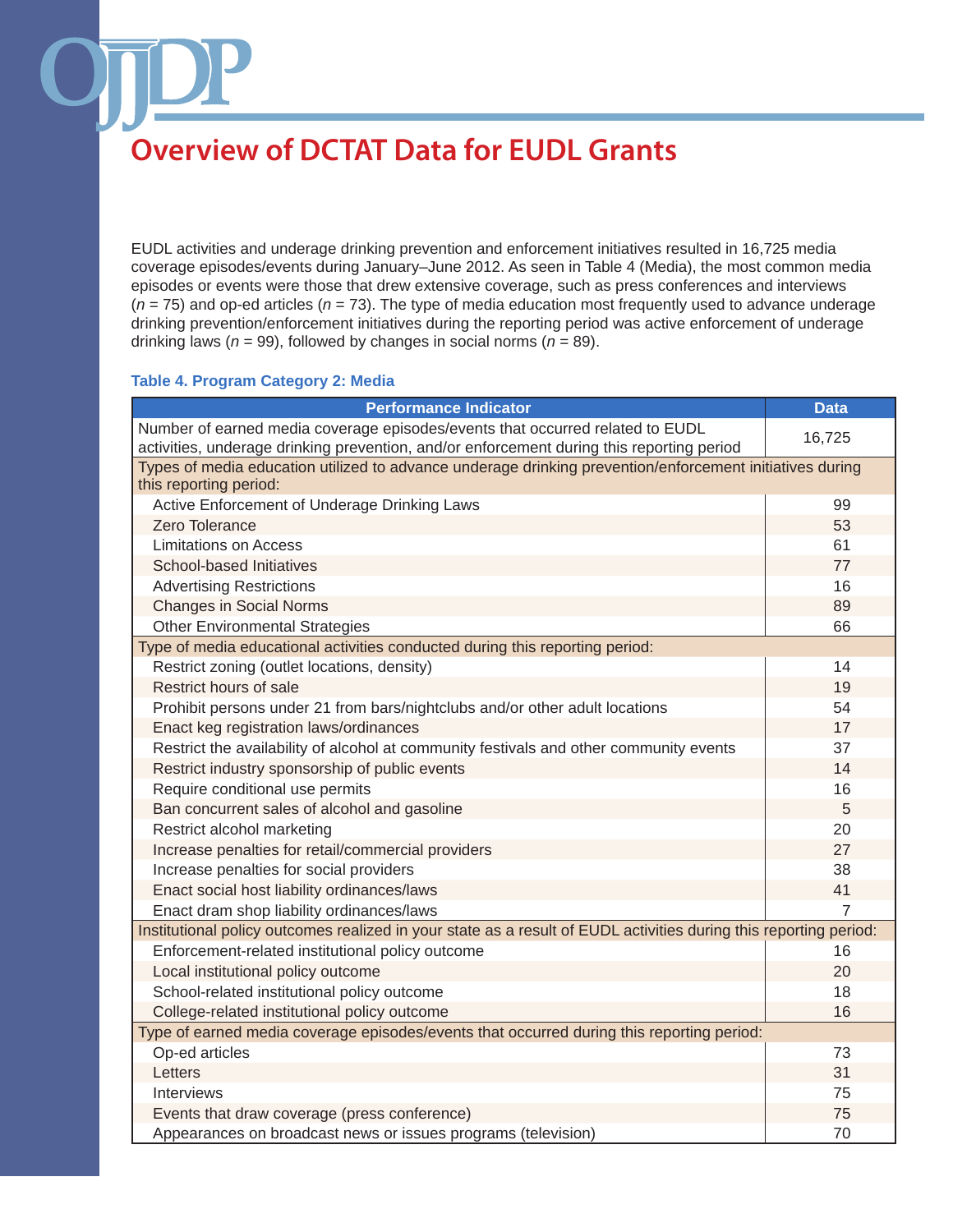# Overview of DCTAT Data for EUDL Grants

EUDL activities and underage drinking prevention and enforcement initiatives resulted in 16,725 media coverage episodes/events during January–June 2012. As seen in Table 4 (Media), the most common media episodes or events were those that drew extensive coverage, such as press conferences and interviews ($n$ = 75) and op-ed articles ($n$ = 73). The type of media education most frequently used to advance underage drinking prevention/enforcement initiatives during the reporting period was active enforcement of underage drinking laws ($n$ = 99), followed by changes in social norms ($n$ = 89).

**Table 4. Program Category 2: Media**

| Performance Indicator | Data |
|---|---|
| Number of earned media coverage episodes/events that occurred related to EUDL activities, underage drinking prevention, and/or enforcement during this reporting period | 16,725 |
| Types of media education utilized to advance underage drinking prevention/enforcement initiatives during this reporting period: | |
| Active Enforcement of Underage Drinking Laws | 99 |
| Zero Tolerance | 53 |
| Limitations on Access | 61 |
| School-based Initiatives | 77 |
| Advertising Restrictions | 16 |
| Changes in Social Norms | 89 |
| Other Environmental Strategies | 66 |
| Type of media educational activities conducted during this reporting period: | |
| Restrict zoning (outlet locations, density) | 14 |
| Restrict hours of sale | 19 |
| Prohibit persons under 21 from bars/nightclubs and/or other adult locations | 54 |
| Enact keg registration laws/ordinances | 17 |
| Restrict the availability of alcohol at community festivals and other community events | 37 |
| Restrict industry sponsorship of public events | 14 |
| Require conditional use permits | 16 |
| Ban concurrent sales of alcohol and gasoline | 5 |
| Restrict alcohol marketing | 20 |
| Increase penalties for retail/commercial providers | 27 |
| Increase penalties for social providers | 38 |
| Enact social host liability ordinances/laws | 41 |
| Enact dram shop liability ordinances/laws | 7 |
| Institutional policy outcomes realized in your state as a result of EUDL activities during this reporting period: | |
| Enforcement-related institutional policy outcome | 16 |
| Local institutional policy outcome | 20 |
| School-related institutional policy outcome | 18 |
| College-related institutional policy outcome | 16 |
| Type of earned media coverage episodes/events that occurred during this reporting period: | |
| Op-ed articles | 73 |
| Letters | 31 |
| Interviews | 75 |
| Events that draw coverage (press conference) | 75 |
| Appearances on broadcast news or issues programs (television) | 70 |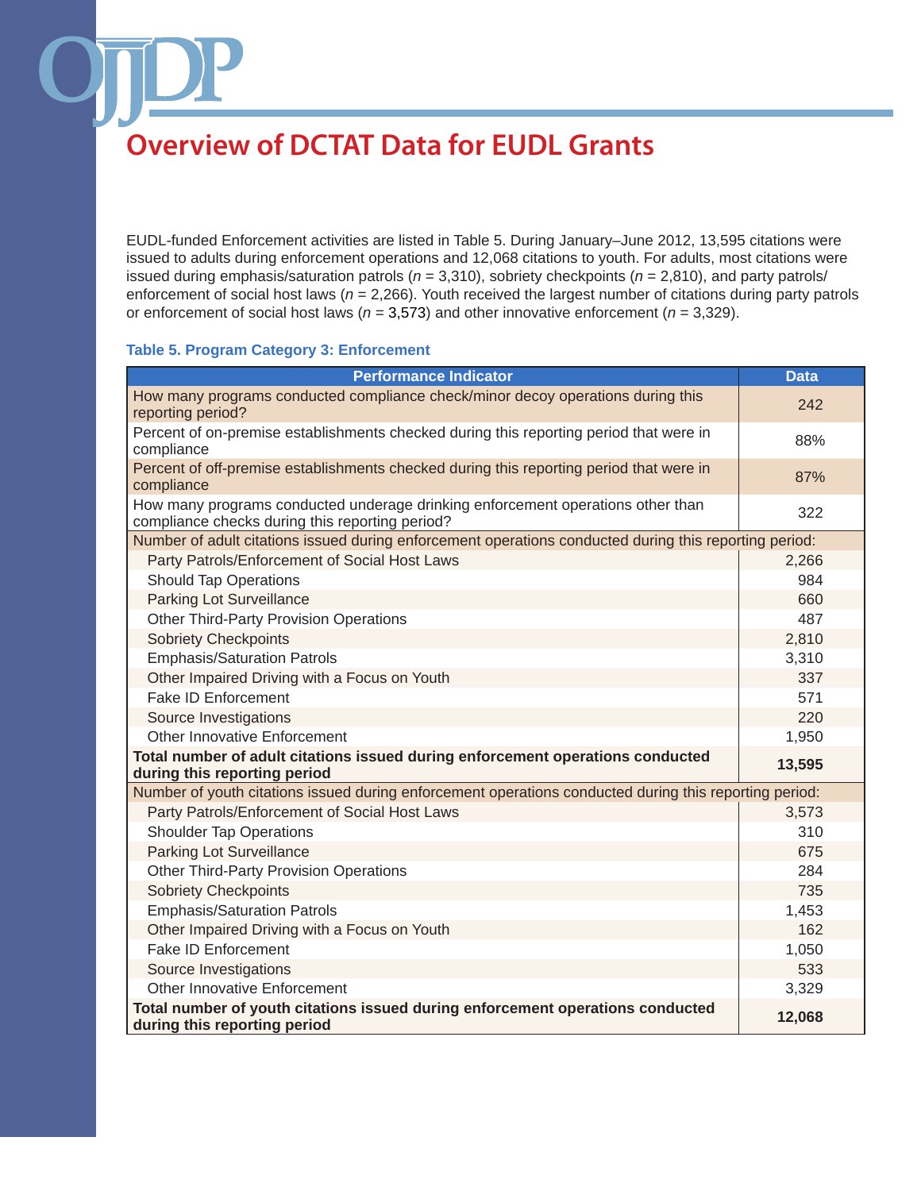# Overview of DCTAT Data for EUDL Grants

EUDL-funded Enforcement activities are listed in Table 5. During January–June 2012, 13,595 citations were issued to adults during enforcement operations and 12,068 citations to youth. For adults, most citations were issued during emphasis/saturation patrols (*n* = 3,310), sobriety checkpoints (*n* = 2,810), and party patrols/ enforcement of social host laws (*n* = 2,266). Youth received the largest number of citations during party patrols or enforcement of social host laws (*n* = 3,573) and other innovative enforcement (*n* = 3,329).

**Table 5. Program Category 3: Enforcement**

| Performance Indicator | Data |
|---|---|
| How many programs conducted compliance check/minor decoy operations during this reporting period? | 242 |
| Percent of on-premise establishments checked during this reporting period that were in compliance | 88% |
| Percent of off-premise establishments checked during this reporting period that were in compliance | 87% |
| How many programs conducted underage drinking enforcement operations other than compliance checks during this reporting period? | 322 |
| Number of adult citations issued during enforcement operations conducted during this reporting period: | |
| Party Patrols/Enforcement of Social Host Laws | 2,266 |
| Should Tap Operations | 984 |
| Parking Lot Surveillance | 660 |
| Other Third-Party Provision Operations | 487 |
| Sobriety Checkpoints | 2,810 |
| Emphasis/Saturation Patrols | 3,310 |
| Other Impaired Driving with a Focus on Youth | 337 |
| Fake ID Enforcement | 571 |
| Source Investigations | 220 |
| Other Innovative Enforcement | 1,950 |
| **Total number of adult citations issued during enforcement operations conducted during this reporting period** | **13,595** |
| Number of youth citations issued during enforcement operations conducted during this reporting period: | |
| Party Patrols/Enforcement of Social Host Laws | 3,573 |
| Shoulder Tap Operations | 310 |
| Parking Lot Surveillance | 675 |
| Other Third-Party Provision Operations | 284 |
| Sobriety Checkpoints | 735 |
| Emphasis/Saturation Patrols | 1,453 |
| Other Impaired Driving with a Focus on Youth | 162 |
| Fake ID Enforcement | 1,050 |
| Source Investigations | 533 |
| Other Innovative Enforcement | 3,329 |
| **Total number of youth citations issued during enforcement operations conducted during this reporting period** | **12,068** |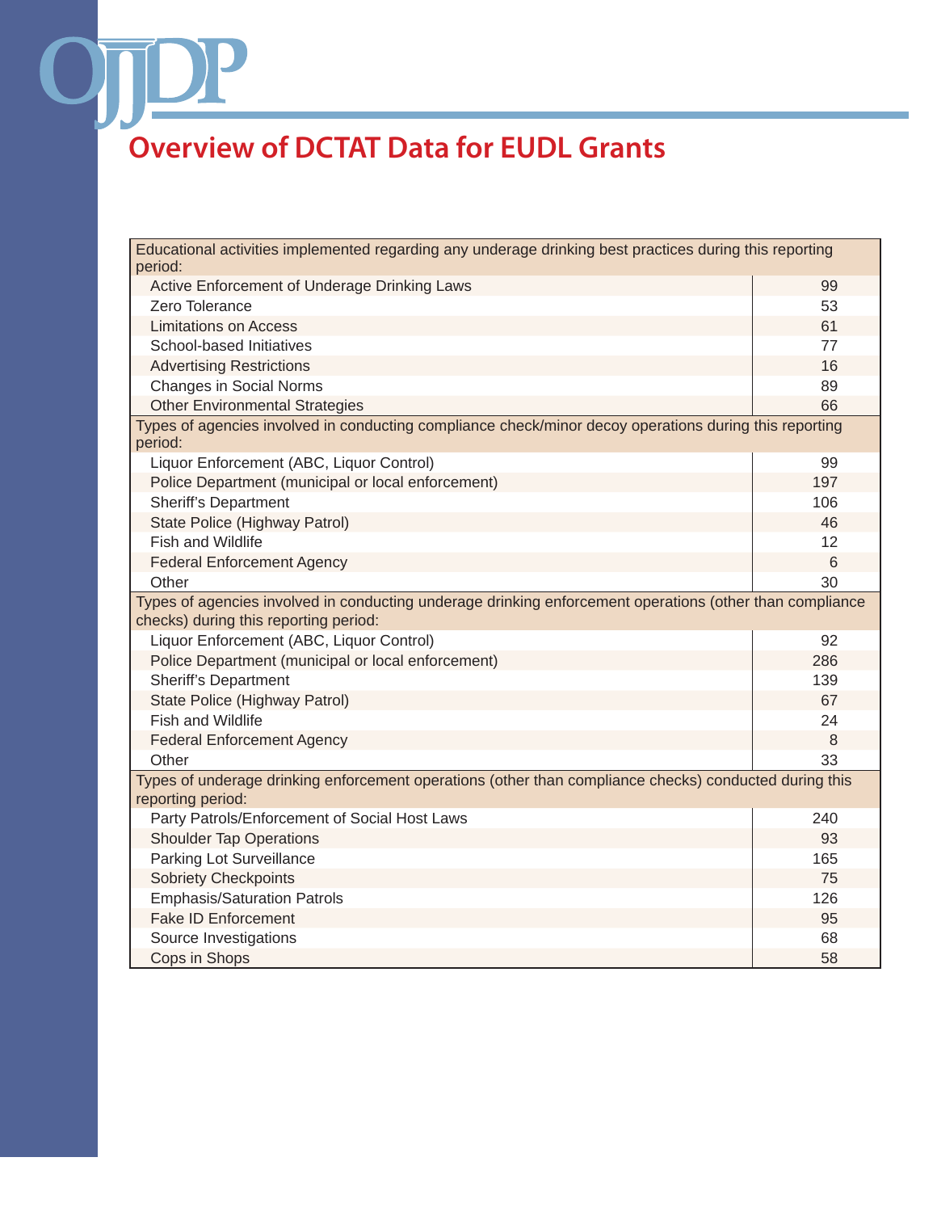# Overview of DCTAT Data for EUDL Grants

| Educational activities implemented regarding any underage drinking best practices during this reporting period: | |
|---|---|
| Active Enforcement of Underage Drinking Laws | 99 |
| Zero Tolerance | 53 |
| Limitations on Access | 61 |
| School-based Initiatives | 77 |
| Advertising Restrictions | 16 |
| Changes in Social Norms | 89 |
| Other Environmental Strategies | 66 |
| **Types of agencies involved in conducting compliance check/minor decoy operations during this reporting period:** | |
| Liquor Enforcement (ABC, Liquor Control) | 99 |
| Police Department (municipal or local enforcement) | 197 |
| Sheriff's Department | 106 |
| State Police (Highway Patrol) | 46 |
| Fish and Wildlife | 12 |
| Federal Enforcement Agency | 6 |
| Other | 30 |
| **Types of agencies involved in conducting underage drinking enforcement operations (other than compliance checks) during this reporting period:** | |
| Liquor Enforcement (ABC, Liquor Control) | 92 |
| Police Department (municipal or local enforcement) | 286 |
| Sheriff's Department | 139 |
| State Police (Highway Patrol) | 67 |
| Fish and Wildlife | 24 |
| Federal Enforcement Agency | 8 |
| Other | 33 |
| **Types of underage drinking enforcement operations (other than compliance checks) conducted during this reporting period:** | |
| Party Patrols/Enforcement of Social Host Laws | 240 |
| Shoulder Tap Operations | 93 |
| Parking Lot Surveillance | 165 |
| Sobriety Checkpoints | 75 |
| Emphasis/Saturation Patrols | 126 |
| Fake ID Enforcement | 95 |
| Source Investigations | 68 |
| Cops in Shops | 58 |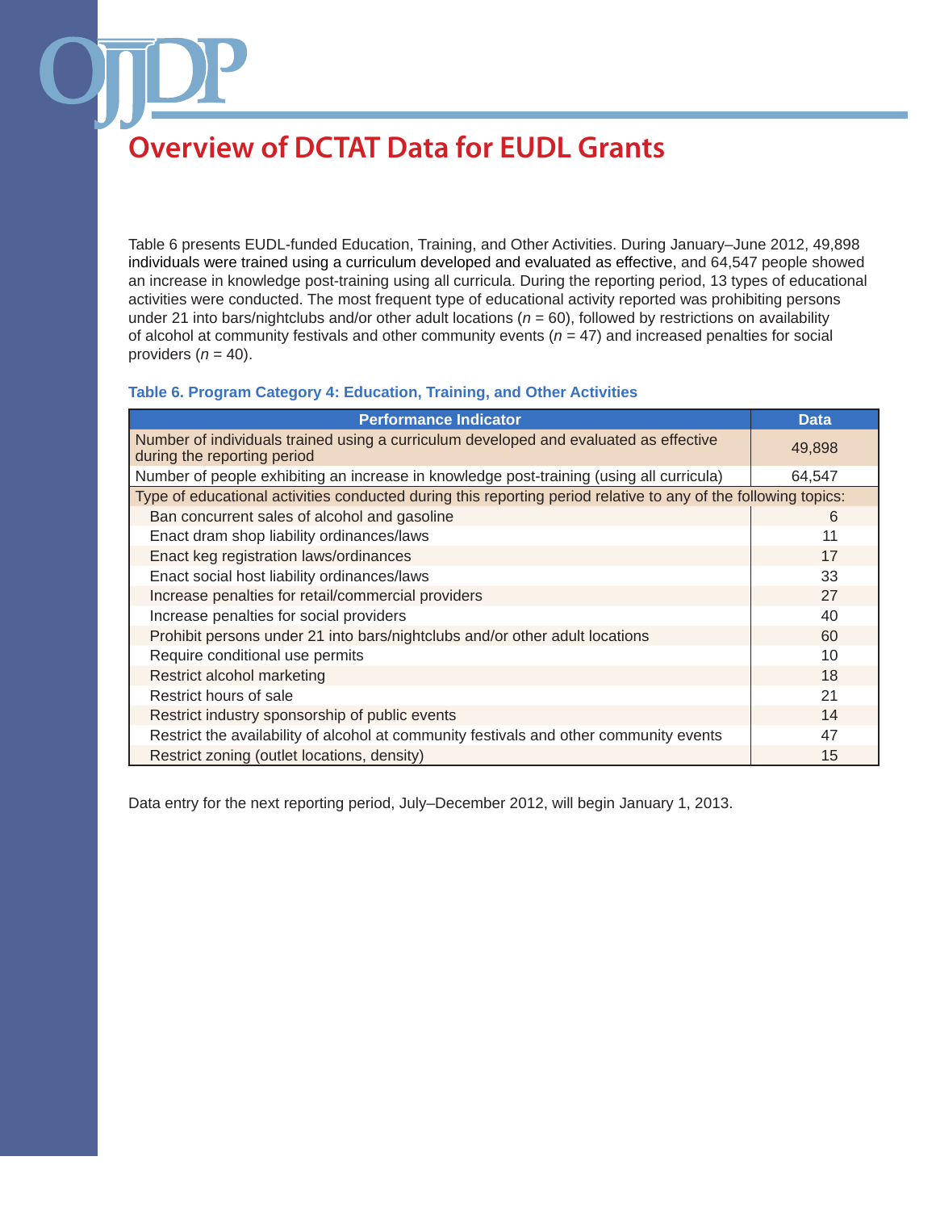# Overview of DCTAT Data for EUDL Grants

Table 6 presents EUDL-funded Education, Training, and Other Activities. During January–June 2012, 49,898 individuals were trained using a curriculum developed and evaluated as effective, and 64,547 people showed an increase in knowledge post-training using all curricula. During the reporting period, 13 types of educational activities were conducted. The most frequent type of educational activity reported was prohibiting persons under 21 into bars/nightclubs and/or other adult locations (*n* = 60), followed by restrictions on availability of alcohol at community festivals and other community events (*n* = 47) and increased penalties for social providers (*n* = 40).

**Table 6. Program Category 4: Education, Training, and Other Activities**

| Performance Indicator | Data |
|---|---|
| Number of individuals trained using a curriculum developed and evaluated as effective during the reporting period | 49,898 |
| Number of people exhibiting an increase in knowledge post-training (using all curricula) | 64,547 |
| Type of educational activities conducted during this reporting period relative to any of the following topics: | |
| Ban concurrent sales of alcohol and gasoline | 6 |
| Enact dram shop liability ordinances/laws | 11 |
| Enact keg registration laws/ordinances | 17 |
| Enact social host liability ordinances/laws | 33 |
| Increase penalties for retail/commercial providers | 27 |
| Increase penalties for social providers | 40 |
| Prohibit persons under 21 into bars/nightclubs and/or other adult locations | 60 |
| Require conditional use permits | 10 |
| Restrict alcohol marketing | 18 |
| Restrict hours of sale | 21 |
| Restrict industry sponsorship of public events | 14 |
| Restrict the availability of alcohol at community festivals and other community events | 47 |
| Restrict zoning (outlet locations, density) | 15 |

Data entry for the next reporting period, July–December 2012, will begin January 1, 2013.